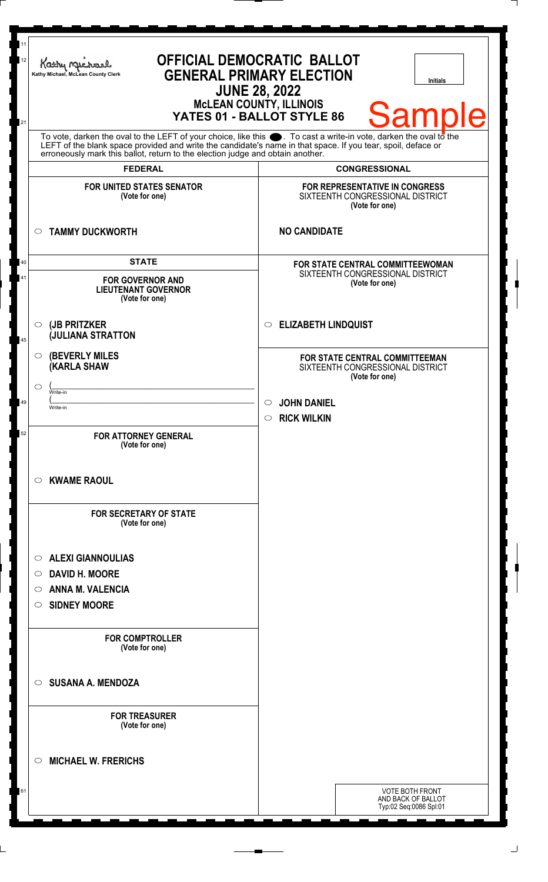Kathy Michael, McLean County Clerk

# OFFICIAL DEMOCRATIC BALLOT
## GENERAL PRIMARY ELECTION
## JUNE 28, 2022
### McLEAN COUNTY, ILLINOIS
### YATES 01 - BALLOT STYLE 86

Initials

Sample

To vote, darken the oval to the LEFT of your choice, like this ⬤. To cast a write-in vote, darken the oval to the LEFT of the blank space provided and write the candidate's name in that space. If you tear, spoil, deface or erroneously mark this ballot, return to the election judge and obtain another.

## FEDERAL

**FOR UNITED STATES SENATOR**
(Vote for one)

○ **TAMMY DUCKWORTH**

## STATE

**FOR GOVERNOR AND LIEUTENANT GOVERNOR**
(Vote for one)

○ **(JB PRITZKER**
**(JULIANA STRATTON**

○ **(BEVERLY MILES**
**(KARLA SHAW**

○ (______________________
Write-in
(______________________
Write-in

**FOR ATTORNEY GENERAL**
(Vote for one)

○ **KWAME RAOUL**

**FOR SECRETARY OF STATE**
(Vote for one)

○ **ALEXI GIANNOULIAS**
○ **DAVID H. MOORE**
○ **ANNA M. VALENCIA**
○ **SIDNEY MOORE**

**FOR COMPTROLLER**
(Vote for one)

○ **SUSANA A. MENDOZA**

**FOR TREASURER**
(Vote for one)

○ **MICHAEL W. FRERICHS**

## CONGRESSIONAL

**FOR REPRESENTATIVE IN CONGRESS**
SIXTEENTH CONGRESSIONAL DISTRICT
(Vote for one)

**NO CANDIDATE**

**FOR STATE CENTRAL COMMITTEEWOMAN**
SIXTEENTH CONGRESSIONAL DISTRICT
(Vote for one)

○ **ELIZABETH LINDQUIST**

**FOR STATE CENTRAL COMMITTEEMAN**
SIXTEENTH CONGRESSIONAL DISTRICT
(Vote for one)

○ **JOHN DANIEL**
○ **RICK WILKIN**

VOTE BOTH FRONT AND BACK OF BALLOT
Typ:02 Seq:0086 Spl:01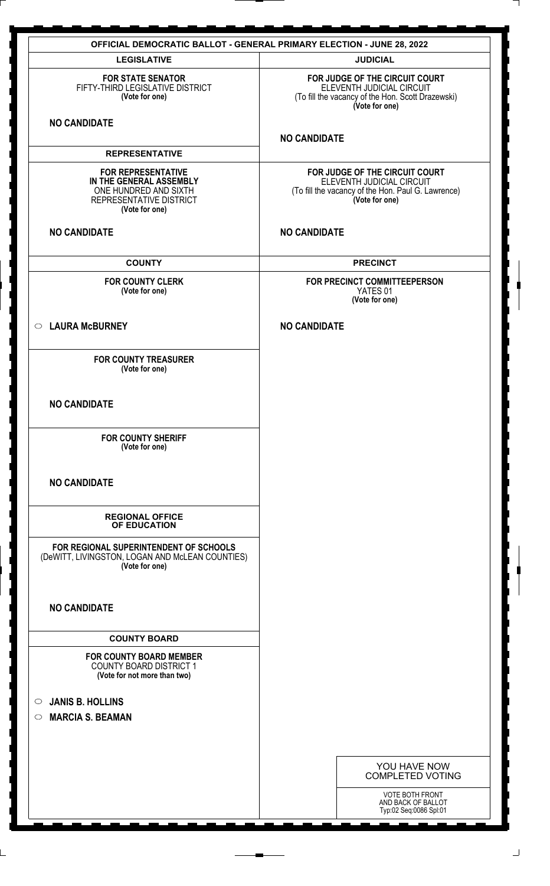# OFFICIAL DEMOCRATIC BALLOT - GENERAL PRIMARY ELECTION - JUNE 28, 2022

## LEGISLATIVE

**FOR STATE SENATOR**
FIFTY-THIRD LEGISLATIVE DISTRICT
**(Vote for one)**

**NO CANDIDATE**

## REPRESENTATIVE

**FOR REPRESENTATIVE IN THE GENERAL ASSEMBLY**
ONE HUNDRED AND SIXTH REPRESENTATIVE DISTRICT
**(Vote for one)**

**NO CANDIDATE**

## COUNTY

**FOR COUNTY CLERK**
**(Vote for one)**

- **LAURA McBURNEY**

**FOR COUNTY TREASURER**
**(Vote for one)**

**NO CANDIDATE**

**FOR COUNTY SHERIFF**
**(Vote for one)**

**NO CANDIDATE**

## REGIONAL OFFICE OF EDUCATION

**FOR REGIONAL SUPERINTENDENT OF SCHOOLS**
(DeWITT, LIVINGSTON, LOGAN AND McLEAN COUNTIES)
**(Vote for one)**

**NO CANDIDATE**

## COUNTY BOARD

**FOR COUNTY BOARD MEMBER**
COUNTY BOARD DISTRICT 1
**(Vote for not more than two)**

- **JANIS B. HOLLINS**
- **MARCIA S. BEAMAN**

## JUDICIAL

**FOR JUDGE OF THE CIRCUIT COURT**
ELEVENTH JUDICIAL CIRCUIT
(To fill the vacancy of the Hon. Scott Drazewski)
**(Vote for one)**

**NO CANDIDATE**

**FOR JUDGE OF THE CIRCUIT COURT**
ELEVENTH JUDICIAL CIRCUIT
(To fill the vacancy of the Hon. Paul G. Lawrence)
**(Vote for one)**

**NO CANDIDATE**

## PRECINCT

**FOR PRECINCT COMMITTEEPERSON**
YATES 01
**(Vote for one)**

**NO CANDIDATE**

YOU HAVE NOW COMPLETED VOTING

VOTE BOTH FRONT AND BACK OF BALLOT
Typ:02 Seq:0086 Spl:01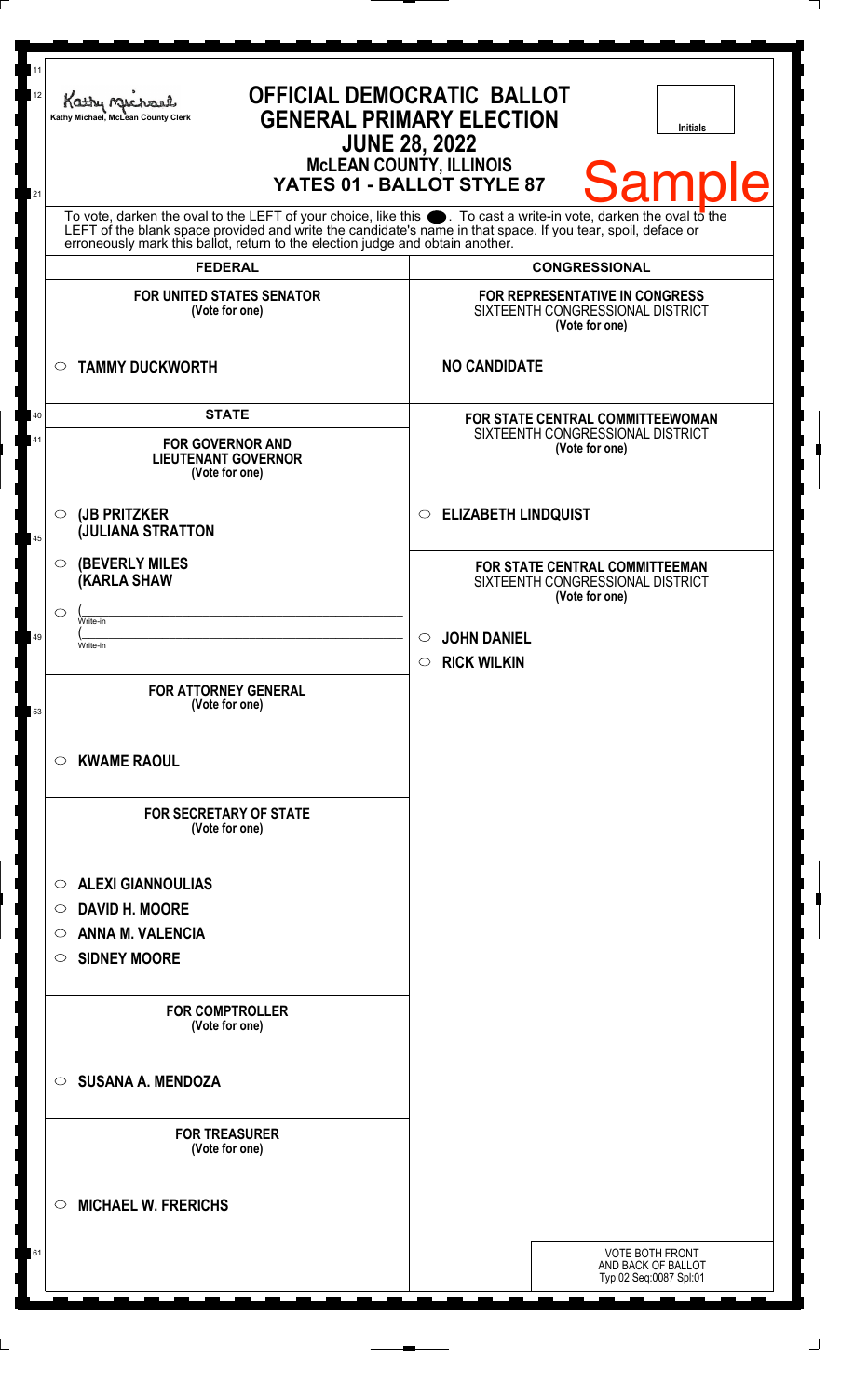Kathy Michael, McLean County Clerk

# OFFICIAL DEMOCRATIC BALLOT
## GENERAL PRIMARY ELECTION
## JUNE 28, 2022
### McLEAN COUNTY, ILLINOIS
### YATES 01 - BALLOT STYLE 87

Initials

Sample

To vote, darken the oval to the LEFT of your choice, like this ●. To cast a write-in vote, darken the oval to the LEFT of the blank space provided and write the candidate's name in that space. If you tear, spoil, deface or erroneously mark this ballot, return to the election judge and obtain another.

## FEDERAL

**FOR UNITED STATES SENATOR**
(Vote for one)

○ **TAMMY DUCKWORTH**

## STATE

**FOR GOVERNOR AND LIEUTENANT GOVERNOR**
(Vote for one)

○ **(JB PRITZKER**
**(JULIANA STRATTON**

○ **(BEVERLY MILES**
**(KARLA SHAW**

○ (\_\_\_\_\_\_\_\_\_\_\_\_\_\_\_\_\_\_\_\_
Write-in
(\_\_\_\_\_\_\_\_\_\_\_\_\_\_\_\_\_\_\_\_
Write-in

**FOR ATTORNEY GENERAL**
(Vote for one)

○ **KWAME RAOUL**

**FOR SECRETARY OF STATE**
(Vote for one)

○ **ALEXI GIANNOULIAS**
○ **DAVID H. MOORE**
○ **ANNA M. VALENCIA**
○ **SIDNEY MOORE**

**FOR COMPTROLLER**
(Vote for one)

○ **SUSANA A. MENDOZA**

**FOR TREASURER**
(Vote for one)

○ **MICHAEL W. FRERICHS**

## CONGRESSIONAL

**FOR REPRESENTATIVE IN CONGRESS**
SIXTEENTH CONGRESSIONAL DISTRICT
(Vote for one)

**NO CANDIDATE**

**FOR STATE CENTRAL COMMITTEEWOMAN**
SIXTEENTH CONGRESSIONAL DISTRICT
(Vote for one)

○ **ELIZABETH LINDQUIST**

**FOR STATE CENTRAL COMMITTEEMAN**
SIXTEENTH CONGRESSIONAL DISTRICT
(Vote for one)

○ **JOHN DANIEL**
○ **RICK WILKIN**

VOTE BOTH FRONT AND BACK OF BALLOT
Typ:02 Seq:0087 Spl:01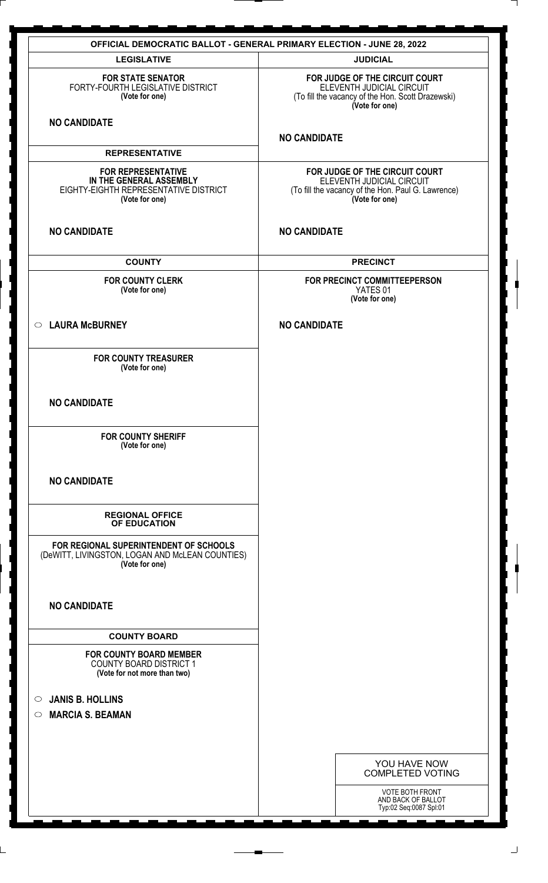## OFFICIAL DEMOCRATIC BALLOT - GENERAL PRIMARY ELECTION - JUNE 28, 2022

### LEGISLATIVE

**FOR STATE SENATOR**
FORTY-FOURTH LEGISLATIVE DISTRICT
**(Vote for one)**

**NO CANDIDATE**

### REPRESENTATIVE

**FOR REPRESENTATIVE IN THE GENERAL ASSEMBLY**
EIGHTY-EIGHTH REPRESENTATIVE DISTRICT
**(Vote for one)**

**NO CANDIDATE**

### COUNTY

**FOR COUNTY CLERK**
**(Vote for one)**

- ○ **LAURA McBURNEY**

**FOR COUNTY TREASURER**
**(Vote for one)**

**NO CANDIDATE**

**FOR COUNTY SHERIFF**
**(Vote for one)**

**NO CANDIDATE**

### REGIONAL OFFICE OF EDUCATION

**FOR REGIONAL SUPERINTENDENT OF SCHOOLS**
(DeWITT, LIVINGSTON, LOGAN AND McLEAN COUNTIES)
**(Vote for one)**

**NO CANDIDATE**

### COUNTY BOARD

**FOR COUNTY BOARD MEMBER**
COUNTY BOARD DISTRICT 1
**(Vote for not more than two)**

- ○ **JANIS B. HOLLINS**
- ○ **MARCIA S. BEAMAN**

### JUDICIAL

**FOR JUDGE OF THE CIRCUIT COURT**
ELEVENTH JUDICIAL CIRCUIT
(To fill the vacancy of the Hon. Scott Drazewski)
**(Vote for one)**

**NO CANDIDATE**

**FOR JUDGE OF THE CIRCUIT COURT**
ELEVENTH JUDICIAL CIRCUIT
(To fill the vacancy of the Hon. Paul G. Lawrence)
**(Vote for one)**

**NO CANDIDATE**

### PRECINCT

**FOR PRECINCT COMMITTEEPERSON**
YATES 01
**(Vote for one)**

**NO CANDIDATE**

YOU HAVE NOW COMPLETED VOTING

VOTE BOTH FRONT AND BACK OF BALLOT
Typ:02 Seq:0087 Spl:01